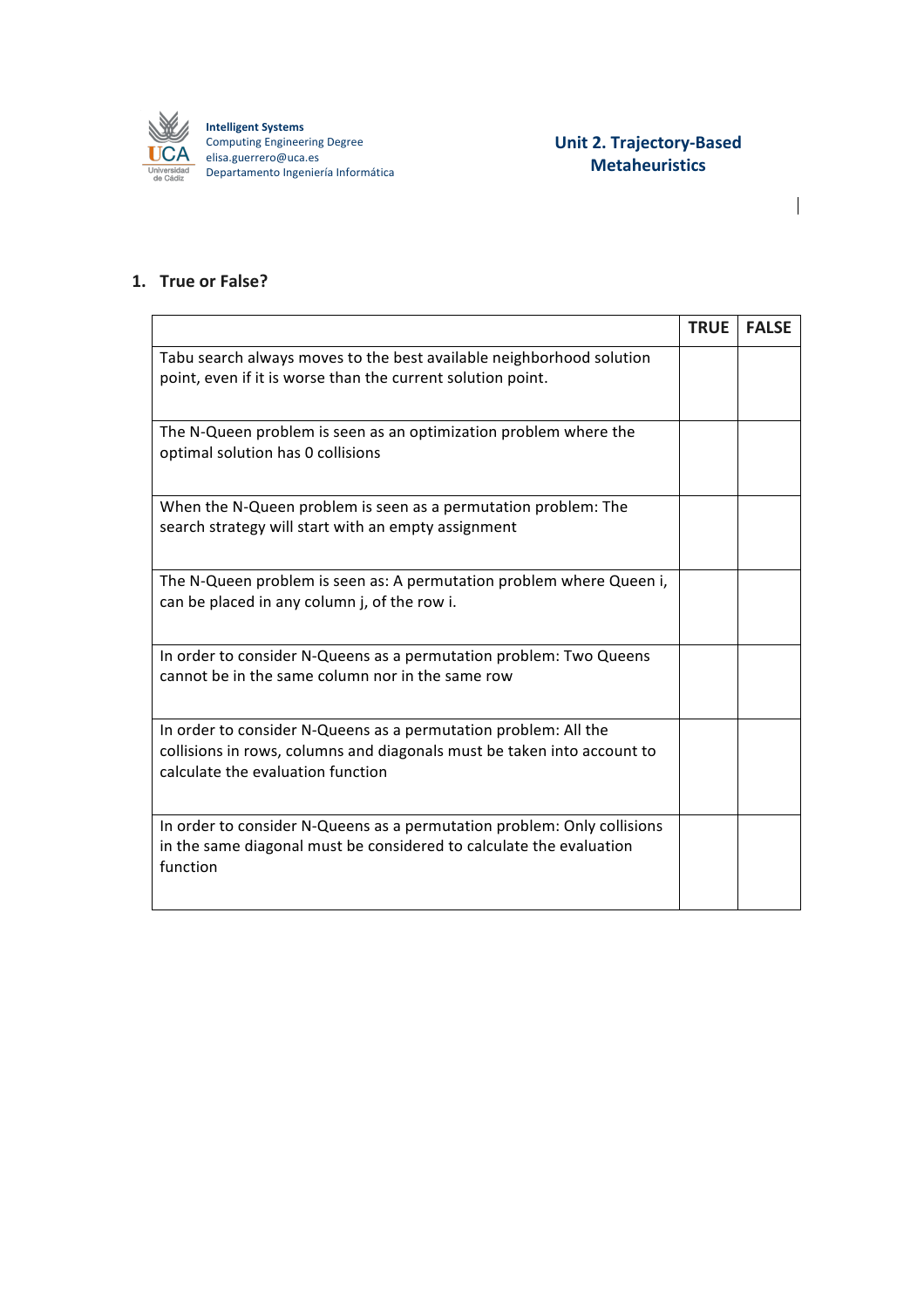Intelligent Systems
Computing Engineering Degree
elisa.guerrero@uca.es
Departamento Ingeniería Informática

## Unit 2. Trajectory-Based Metaheuristics

### 1. True or False?

| | TRUE | FALSE |
|---|---|---|
| Tabu search always moves to the best available neighborhood solution point, even if it is worse than the current solution point. | | |
| The N-Queen problem is seen as an optimization problem where the optimal solution has 0 collisions | | |
| When the N-Queen problem is seen as a permutation problem: The search strategy will start with an empty assignment | | |
| The N-Queen problem is seen as: A permutation problem where Queen i, can be placed in any column j, of the row i. | | |
| In order to consider N-Queens as a permutation problem: Two Queens cannot be in the same column nor in the same row | | |
| In order to consider N-Queens as a permutation problem: All the collisions in rows, columns and diagonals must be taken into account to calculate the evaluation function | | |
| In order to consider N-Queens as a permutation problem: Only collisions in the same diagonal must be considered to calculate the evaluation function | | |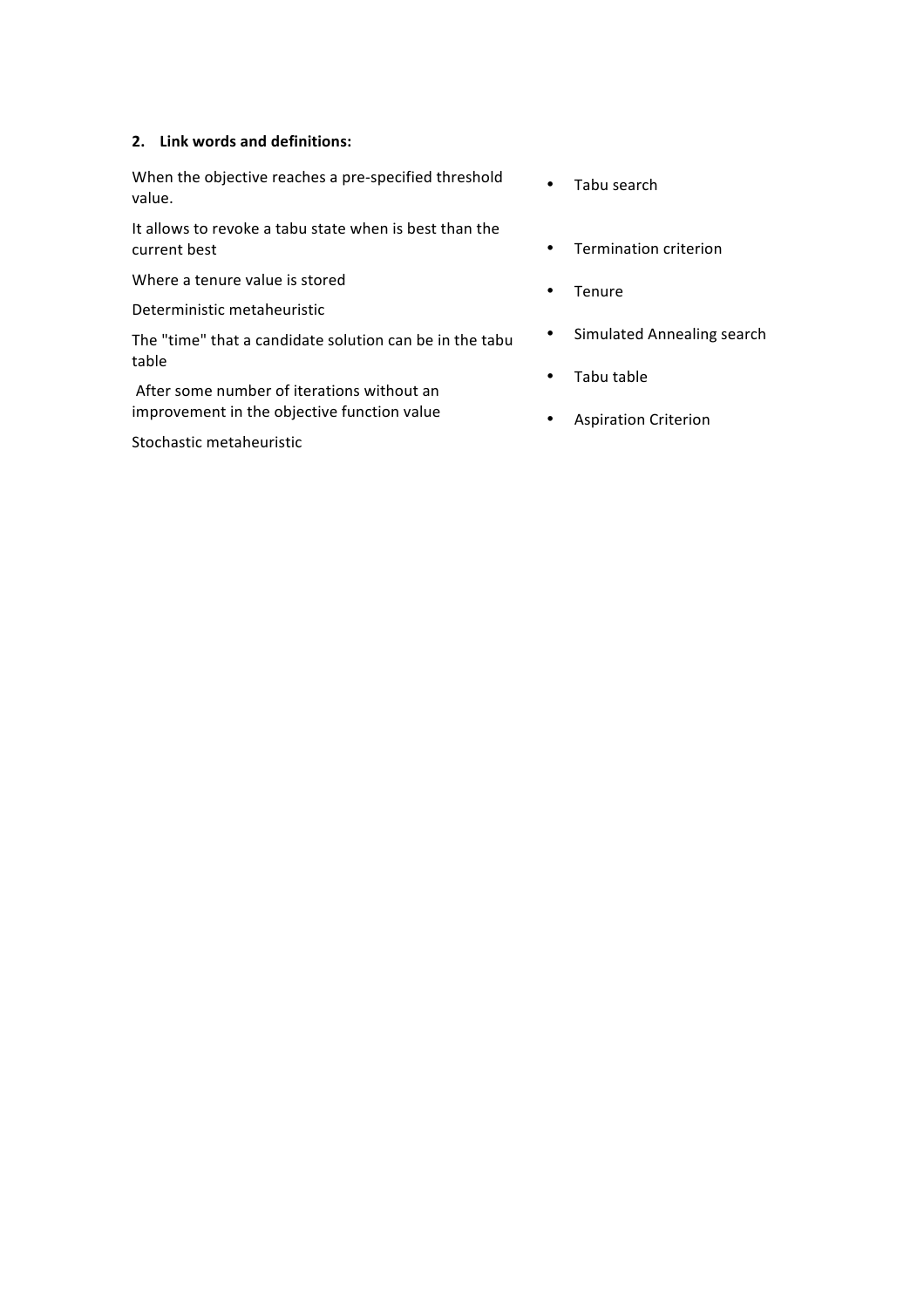**2. Link words and definitions:**

When the objective reaches a pre-specified threshold value.

It allows to revoke a tabu state when is best than the current best

Where a tenure value is stored

Deterministic metaheuristic

The "time" that a candidate solution can be in the tabu table

After some number of iterations without an improvement in the objective function value

Stochastic metaheuristic

- Tabu search
- Termination criterion
- Tenure
- Simulated Annealing search
- Tabu table
- Aspiration Criterion